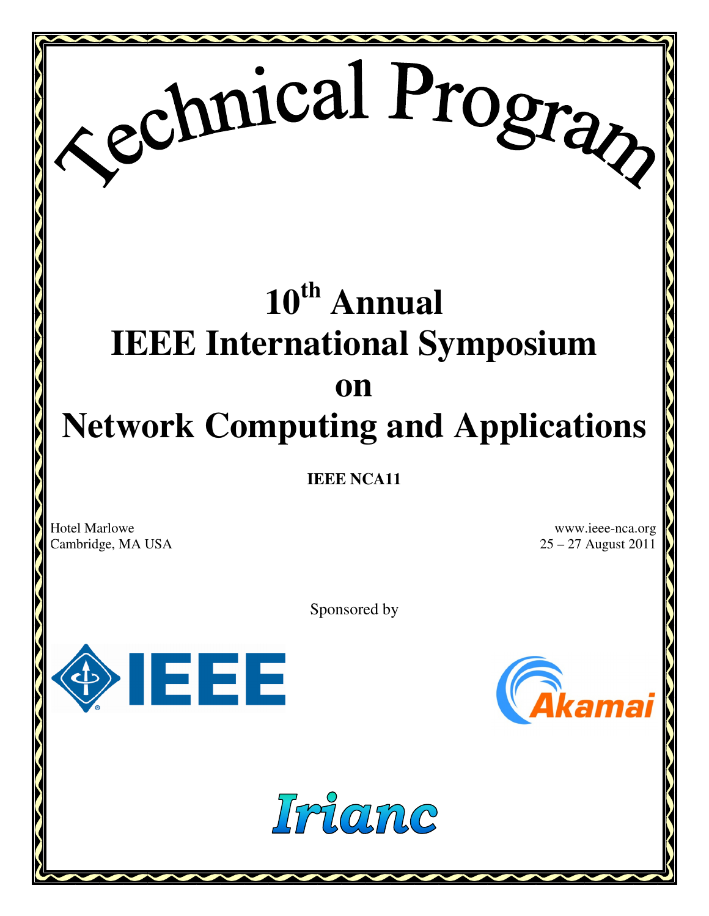# Technical Program

# 10th Annual IEEE International Symposium on Network Computing and Applications

**IEEE NCA11**

Hotel Marlowe
Cambridge, MA USA

www.ieee-nca.org
25 – 27 August 2011

Sponsored by

IEEE

Akamai

Irianc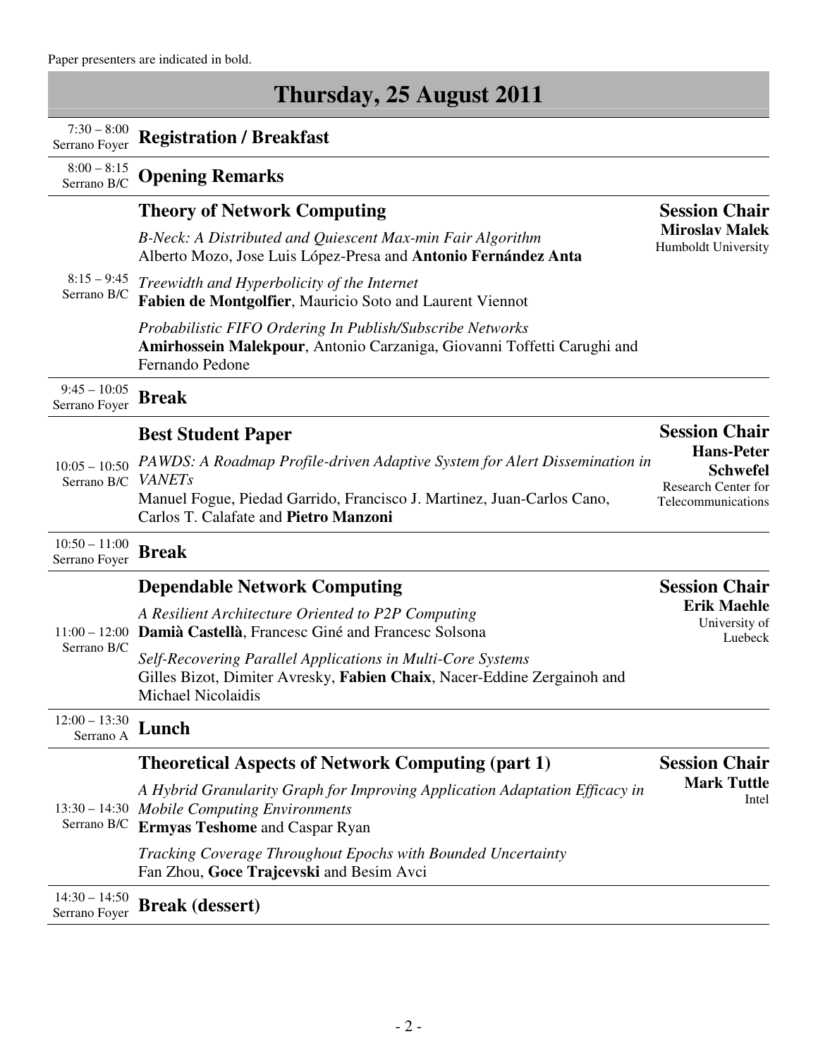Paper presenters are indicated in bold.

# Thursday, 25 August 2011

**7:30 – 8:00** Serrano Foyer — **Registration / Breakfast**

**8:00 – 8:15** Serrano B/C — **Opening Remarks**

## Theory of Network Computing

8:15 – 9:45, Serrano B/C

**Session Chair**
**Miroslav Malek**
Humboldt University

*B-Neck: A Distributed and Quiescent Max-min Fair Algorithm*
Alberto Mozo, Jose Luis López-Presa and **Antonio Fernández Anta**

*Treewidth and Hyperbolicity of the Internet*
**Fabien de Montgolfier**, Mauricio Soto and Laurent Viennot

*Probabilistic FIFO Ordering In Publish/Subscribe Networks*
**Amirhossein Malekpour**, Antonio Carzaniga, Giovanni Toffetti Carughi and Fernando Pedone

**9:45 – 10:05** Serrano Foyer — **Break**

## Best Student Paper

10:05 – 10:50, Serrano B/C

**Session Chair**
**Hans-Peter Schwefel**
Research Center for Telecommunications

*PAWDS: A Roadmap Profile-driven Adaptive System for Alert Dissemination in VANETs*
Manuel Fogue, Piedad Garrido, Francisco J. Martinez, Juan-Carlos Cano, Carlos T. Calafate and **Pietro Manzoni**

**10:50 – 11:00** Serrano Foyer — **Break**

## Dependable Network Computing

11:00 – 12:00, Serrano B/C

**Session Chair**
**Erik Maehle**
University of Luebeck

*A Resilient Architecture Oriented to P2P Computing*
**Damià Castellà**, Francesc Giné and Francesc Solsona

*Self-Recovering Parallel Applications in Multi-Core Systems*
Gilles Bizot, Dimiter Avresky, **Fabien Chaix**, Nacer-Eddine Zergainoh and Michael Nicolaidis

**12:00 – 13:30** Serrano A — **Lunch**

## Theoretical Aspects of Network Computing (part 1)

13:30 – 14:30, Serrano B/C

**Session Chair**
**Mark Tuttle**
Intel

*A Hybrid Granularity Graph for Improving Application Adaptation Efficacy in Mobile Computing Environments*
**Ermyas Teshome** and Caspar Ryan

*Tracking Coverage Throughout Epochs with Bounded Uncertainty*
Fan Zhou, **Goce Trajcevski** and Besim Avci

**14:30 – 14:50** Serrano Foyer — **Break (dessert)**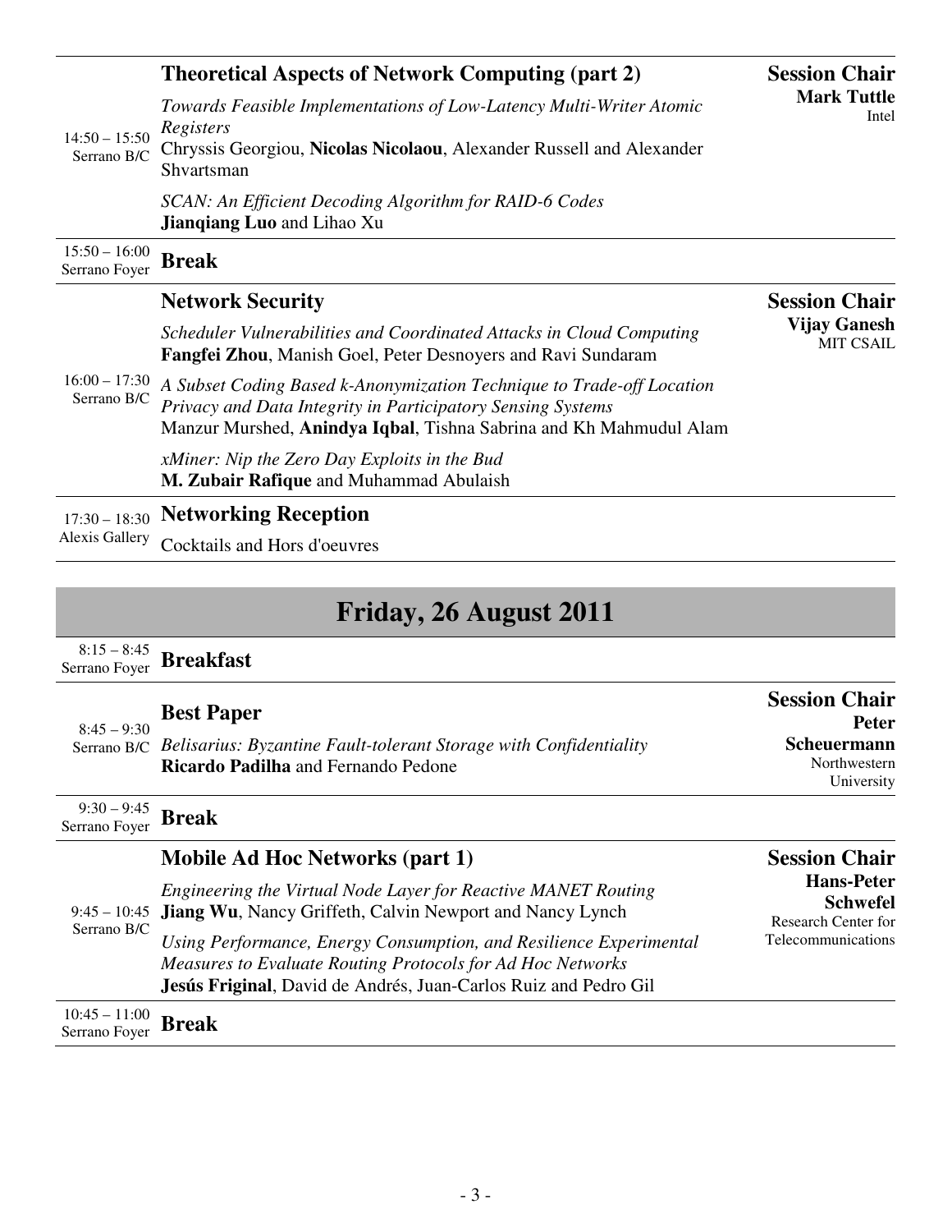14:50 – 15:50
Serrano B/C

### Theoretical Aspects of Network Computing (part 2)

**Session Chair**
**Mark Tuttle**
Intel

*Towards Feasible Implementations of Low-Latency Multi-Writer Atomic Registers*
Chryssis Georgiou, **Nicolas Nicolaou**, Alexander Russell and Alexander Shvartsman

*SCAN: An Efficient Decoding Algorithm for RAID-6 Codes*
**Jianqiang Luo** and Lihao Xu

---

15:50 – 16:00
Serrano Foyer

### Break

---

16:00 – 17:30
Serrano B/C

### Network Security

**Session Chair**
**Vijay Ganesh**
MIT CSAIL

*Scheduler Vulnerabilities and Coordinated Attacks in Cloud Computing*
**Fangfei Zhou**, Manish Goel, Peter Desnoyers and Ravi Sundaram

*A Subset Coding Based k-Anonymization Technique to Trade-off Location Privacy and Data Integrity in Participatory Sensing Systems*
Manzur Murshed, **Anindya Iqbal**, Tishna Sabrina and Kh Mahmudul Alam

*xMiner: Nip the Zero Day Exploits in the Bud*
**M. Zubair Rafique** and Muhammad Abulaish

---

17:30 – 18:30
Alexis Gallery

### Networking Reception

Cocktails and Hors d'oeuvres

---

# Friday, 26 August 2011

8:15 – 8:45
Serrano Foyer

### Breakfast

---

8:45 – 9:30
Serrano B/C

### Best Paper

**Session Chair**
**Peter Scheuermann**
Northwestern University

*Belisarius: Byzantine Fault-tolerant Storage with Confidentiality*
**Ricardo Padilha** and Fernando Pedone

---

9:30 – 9:45
Serrano Foyer

### Break

---

9:45 – 10:45
Serrano B/C

### Mobile Ad Hoc Networks (part 1)

**Session Chair**
**Hans-Peter Schwefel**
Research Center for Telecommunications

*Engineering the Virtual Node Layer for Reactive MANET Routing*
**Jiang Wu**, Nancy Griffeth, Calvin Newport and Nancy Lynch

*Using Performance, Energy Consumption, and Resilience Experimental Measures to Evaluate Routing Protocols for Ad Hoc Networks*
**Jesús Friginal**, David de Andrés, Juan-Carlos Ruiz and Pedro Gil

---

10:45 – 11:00
Serrano Foyer

### Break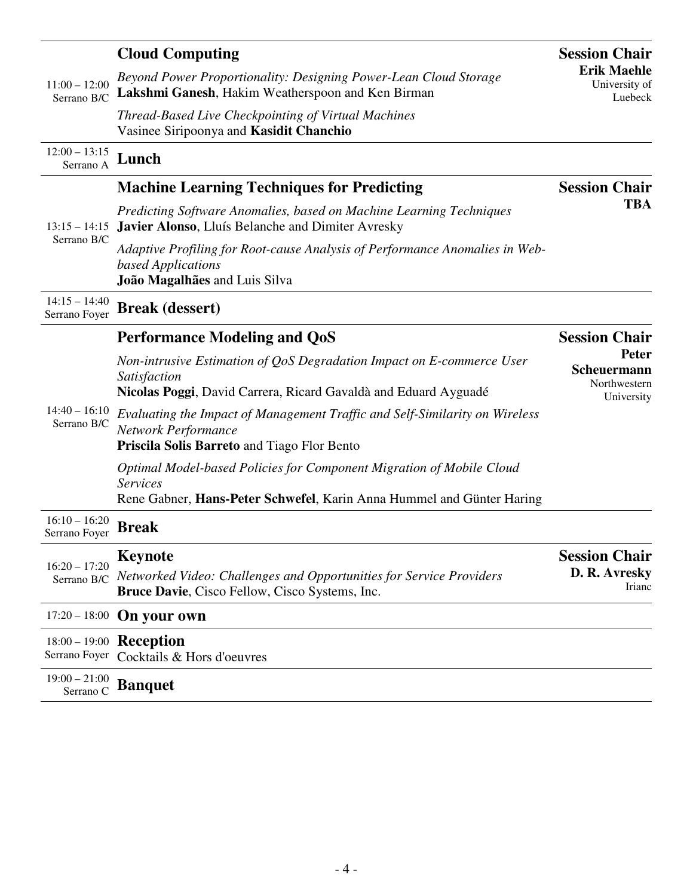| Time / Room | Session | Session Chair |
|---|---|---|
| 11:00 – 12:00<br>Serrano B/C | **Cloud Computing**<br>*Beyond Power Proportionality: Designing Power-Lean Cloud Storage*<br>**Lakshmi Ganesh**, Hakim Weatherspoon and Ken Birman<br>*Thread-Based Live Checkpointing of Virtual Machines*<br>Vasinee Siripoonya and **Kasidit Chanchio** | **Session Chair**<br>**Erik Maehle**<br>University of Luebeck |
| 12:00 – 13:15<br>Serrano A | **Lunch** | |
| 13:15 – 14:15<br>Serrano B/C | **Machine Learning Techniques for Predicting**<br>*Predicting Software Anomalies, based on Machine Learning Techniques*<br>**Javier Alonso**, Lluís Belanche and Dimiter Avresky<br>*Adaptive Profiling for Root-cause Analysis of Performance Anomalies in Web-based Applications*<br>**João Magalhães** and Luis Silva | **Session Chair**<br>**TBA** |
| 14:15 – 14:40<br>Serrano Foyer | **Break (dessert)** | |
| 14:40 – 16:10<br>Serrano B/C | **Performance Modeling and QoS**<br>*Non-intrusive Estimation of QoS Degradation Impact on E-commerce User Satisfaction*<br>**Nicolas Poggi**, David Carrera, Ricard Gavaldà and Eduard Ayguadé<br>*Evaluating the Impact of Management Traffic and Self-Similarity on Wireless Network Performance*<br>**Priscila Solis Barreto** and Tiago Flor Bento<br>*Optimal Model-based Policies for Component Migration of Mobile Cloud Services*<br>Rene Gabner, **Hans-Peter Schwefel**, Karin Anna Hummel and Günter Haring | **Session Chair**<br>**Peter Scheuermann**<br>Northwestern University |
| 16:10 – 16:20<br>Serrano Foyer | **Break** | |
| 16:20 – 17:20<br>Serrano B/C | **Keynote**<br>*Networked Video: Challenges and Opportunities for Service Providers*<br>**Bruce Davie**, Cisco Fellow, Cisco Systems, Inc. | **Session Chair**<br>**D. R. Avresky**<br>Irianc |
| 17:20 – 18:00 | **On your own** | |
| 18:00 – 19:00<br>Serrano Foyer | **Reception**<br>Cocktails & Hors d'oeuvres | |
| 19:00 – 21:00<br>Serrano C | **Banquet** | |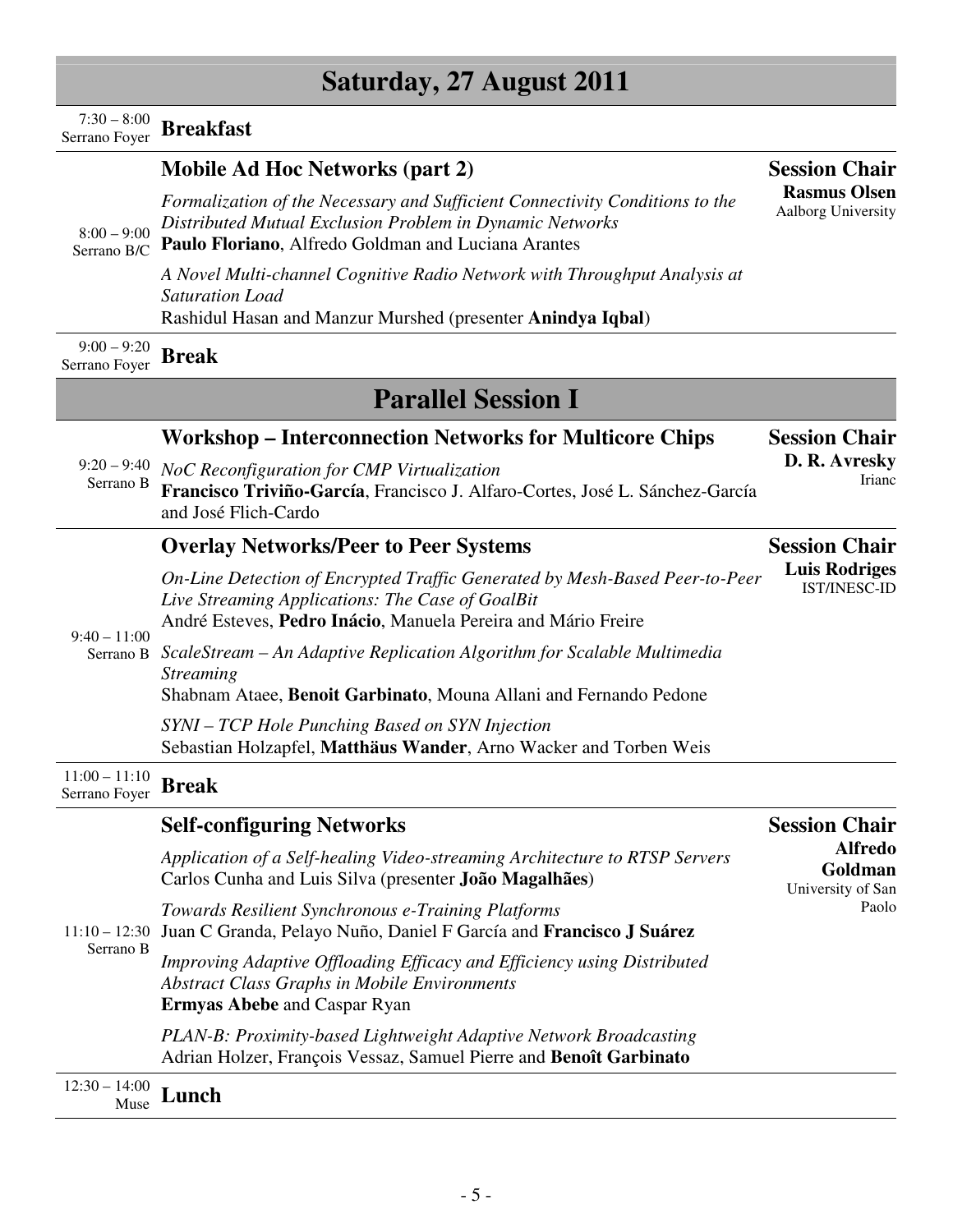# Saturday, 27 August 2011

7:30 – 8:00
Serrano Foyer
**Breakfast**

8:00 – 9:00
Serrano B/C

### Mobile Ad Hoc Networks (part 2)

**Session Chair**
**Rasmus Olsen**
Aalborg University

*Formalization of the Necessary and Sufficient Connectivity Conditions to the Distributed Mutual Exclusion Problem in Dynamic Networks*
**Paulo Floriano**, Alfredo Goldman and Luciana Arantes

*A Novel Multi-channel Cognitive Radio Network with Throughput Analysis at Saturation Load*
Rashidul Hasan and Manzur Murshed (presenter **Anindya Iqbal**)

9:00 – 9:20
Serrano Foyer
**Break**

## Parallel Session I

9:20 – 9:40
Serrano B

### Workshop – Interconnection Networks for Multicore Chips

**Session Chair**
**D. R. Avresky**
Irianc

*NoC Reconfiguration for CMP Virtualization*
**Francisco Triviño-García**, Francisco J. Alfaro-Cortes, José L. Sánchez-García and José Flich-Cardo

9:40 – 11:00
Serrano B

### Overlay Networks/Peer to Peer Systems

**Session Chair**
**Luis Rodriges**
IST/INESC-ID

*On-Line Detection of Encrypted Traffic Generated by Mesh-Based Peer-to-Peer Live Streaming Applications: The Case of GoalBit*
André Esteves, **Pedro Inácio**, Manuela Pereira and Mário Freire

*ScaleStream – An Adaptive Replication Algorithm for Scalable Multimedia Streaming*
Shabnam Ataee, **Benoit Garbinato**, Mouna Allani and Fernando Pedone

*SYNI – TCP Hole Punching Based on SYN Injection*
Sebastian Holzapfel, **Matthäus Wander**, Arno Wacker and Torben Weis

11:00 – 11:10
Serrano Foyer
**Break**

11:10 – 12:30
Serrano B

### Self-configuring Networks

**Session Chair**
**Alfredo Goldman**
University of San Paolo

*Application of a Self-healing Video-streaming Architecture to RTSP Servers*
Carlos Cunha and Luis Silva (presenter **João Magalhães**)

*Towards Resilient Synchronous e-Training Platforms*
Juan C Granda, Pelayo Nuño, Daniel F García and **Francisco J Suárez**

*Improving Adaptive Offloading Efficacy and Efficiency using Distributed Abstract Class Graphs in Mobile Environments*
**Ermyas Abebe** and Caspar Ryan

*PLAN-B: Proximity-based Lightweight Adaptive Network Broadcasting*
Adrian Holzer, François Vessaz, Samuel Pierre and **Benoît Garbinato**

12:30 – 14:00
Muse
**Lunch**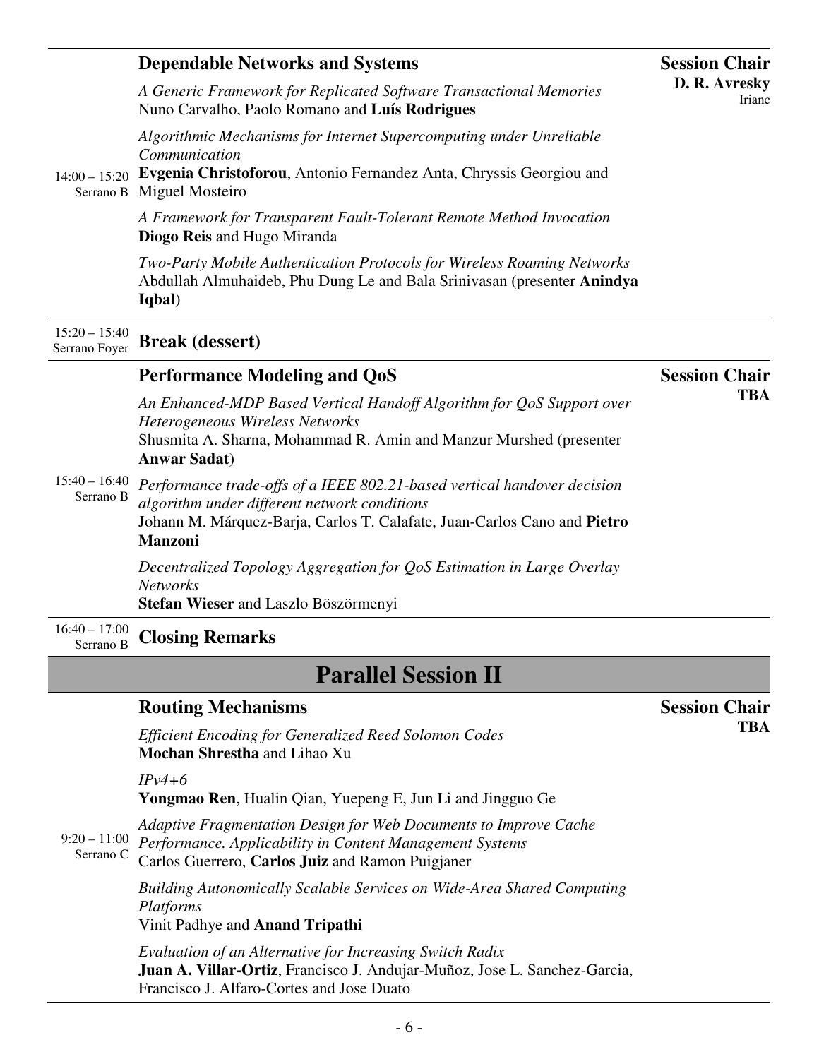**14:00 – 15:20**
Serrano B

### Dependable Networks and Systems

**Session Chair**
**D. R. Avresky**
Irianc

*A Generic Framework for Replicated Software Transactional Memories*
Nuno Carvalho, Paolo Romano and **Luís Rodrigues**

*Algorithmic Mechanisms for Internet Supercomputing under Unreliable Communication*
**Evgenia Christoforou**, Antonio Fernandez Anta, Chryssis Georgiou and Miguel Mosteiro

*A Framework for Transparent Fault-Tolerant Remote Method Invocation*
**Diogo Reis** and Hugo Miranda

*Two-Party Mobile Authentication Protocols for Wireless Roaming Networks*
Abdullah Almuhaideb, Phu Dung Le and Bala Srinivasan (presenter **Anindya Iqbal**)

---

**15:20 – 15:40**
Serrano Foyer

### Break (dessert)

---

**15:40 – 16:40**
Serrano B

### Performance Modeling and QoS

**Session Chair**
**TBA**

*An Enhanced-MDP Based Vertical Handoff Algorithm for QoS Support over Heterogeneous Wireless Networks*
Shusmita A. Sharna, Mohammad R. Amin and Manzur Murshed (presenter **Anwar Sadat**)

*Performance trade-offs of a IEEE 802.21-based vertical handover decision algorithm under different network conditions*
Johann M. Márquez-Barja, Carlos T. Calafate, Juan-Carlos Cano and **Pietro Manzoni**

*Decentralized Topology Aggregation for QoS Estimation in Large Overlay Networks*
**Stefan Wieser** and Laszlo Böszörmenyi

---

**16:40 – 17:00**
Serrano B

### Closing Remarks

---

## Parallel Session II

**9:20 – 11:00**
Serrano C

### Routing Mechanisms

**Session Chair**
**TBA**

*Efficient Encoding for Generalized Reed Solomon Codes*
**Mochan Shrestha** and Lihao Xu

*IPv4+6*
**Yongmao Ren**, Hualin Qian, Yuepeng E, Jun Li and Jingguo Ge

*Adaptive Fragmentation Design for Web Documents to Improve Cache Performance. Applicability in Content Management Systems*
Carlos Guerrero, **Carlos Juiz** and Ramon Puigjaner

*Building Autonomically Scalable Services on Wide-Area Shared Computing Platforms*
Vinit Padhye and **Anand Tripathi**

*Evaluation of an Alternative for Increasing Switch Radix*
**Juan A. Villar-Ortiz**, Francisco J. Andujar-Muñoz, Jose L. Sanchez-Garcia, Francisco J. Alfaro-Cortes and Jose Duato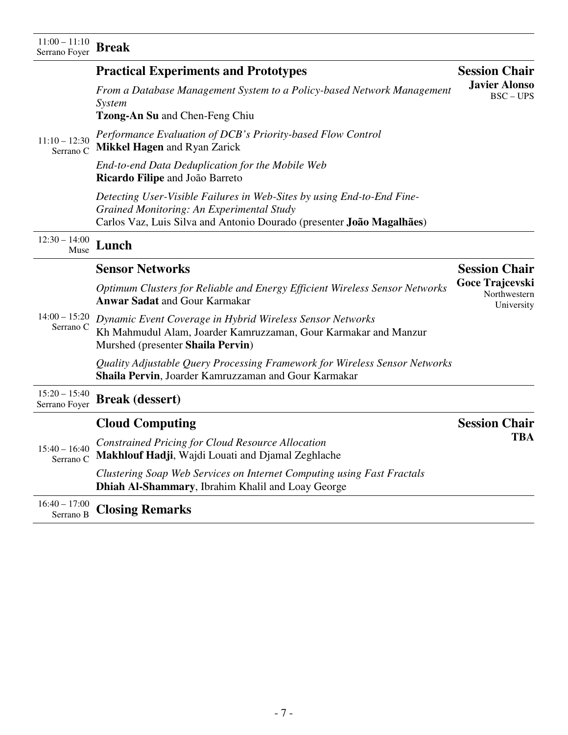**11:00 – 11:10** Serrano Foyer — **Break**

---

**11:10 – 12:30** Serrano C

## Practical Experiments and Prototypes

**Session Chair**
**Javier Alonso**
BSC – UPS

*From a Database Management System to a Policy-based Network Management System*
**Tzong-An Su** and Chen-Feng Chiu

*Performance Evaluation of DCB's Priority-based Flow Control*
**Mikkel Hagen** and Ryan Zarick

*End-to-end Data Deduplication for the Mobile Web*
**Ricardo Filipe** and João Barreto

*Detecting User-Visible Failures in Web-Sites by using End-to-End Fine-Grained Monitoring: An Experimental Study*
Carlos Vaz, Luis Silva and Antonio Dourado (presenter **João Magalhães**)

---

**12:30 – 14:00** Muse — **Lunch**

---

**14:00 – 15:20** Serrano C

## Sensor Networks

**Session Chair**
**Goce Trajcevski**
Northwestern University

*Optimum Clusters for Reliable and Energy Efficient Wireless Sensor Networks*
**Anwar Sadat** and Gour Karmakar

*Dynamic Event Coverage in Hybrid Wireless Sensor Networks*
Kh Mahmudul Alam, Joarder Kamruzzaman, Gour Karmakar and Manzur Murshed (presenter **Shaila Pervin**)

*Quality Adjustable Query Processing Framework for Wireless Sensor Networks*
**Shaila Pervin**, Joarder Kamruzzaman and Gour Karmakar

---

**15:20 – 15:40** Serrano Foyer — **Break (dessert)**

---

**15:40 – 16:40** Serrano C

## Cloud Computing

**Session Chair**
**TBA**

*Constrained Pricing for Cloud Resource Allocation*
**Makhlouf Hadji**, Wajdi Louati and Djamal Zeghlache

*Clustering Soap Web Services on Internet Computing using Fast Fractals*
**Dhiah Al-Shammary**, Ibrahim Khalil and Loay George

---

**16:40 – 17:00** Serrano B — **Closing Remarks**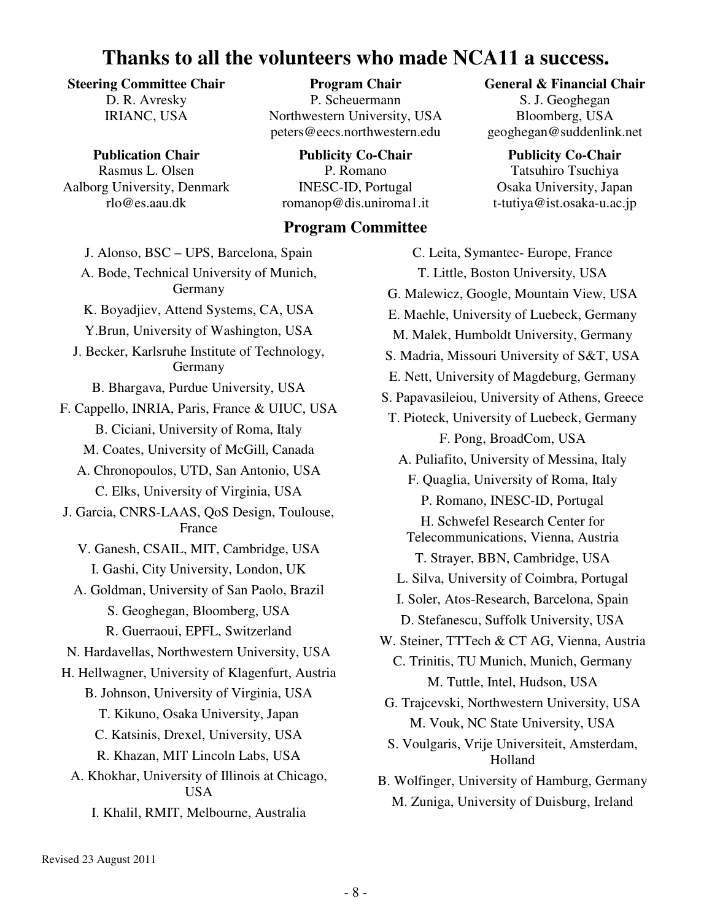# Thanks to all the volunteers who made NCA11 a success.

**Steering Committee Chair**
D. R. Avresky
IRIANC, USA

**Program Chair**
P. Scheuermann
Northwestern University, USA
peters@eecs.northwestern.edu

**General & Financial Chair**
S. J. Geoghegan
Bloomberg, USA
geoghegan@suddenlink.net

**Publication Chair**
Rasmus L. Olsen
Aalborg University, Denmark
rlo@es.aau.dk

**Publicity Co-Chair**
P. Romano
INESC-ID, Portugal
romanop@dis.uniroma1.it

**Publicity Co-Chair**
Tatsuhiro Tsuchiya
Osaka University, Japan
t-tutiya@ist.osaka-u.ac.jp

## Program Committee

J. Alonso, BSC – UPS, Barcelona, Spain
A. Bode, Technical University of Munich, Germany
K. Boyadjiev, Attend Systems, CA, USA
Y.Brun, University of Washington, USA
J. Becker, Karlsruhe Institute of Technology, Germany
B. Bhargava, Purdue University, USA
F. Cappello, INRIA, Paris, France & UIUC, USA
B. Ciciani, University of Roma, Italy
M. Coates, University of McGill, Canada
A. Chronopoulos, UTD, San Antonio, USA
C. Elks, University of Virginia, USA
J. Garcia, CNRS-LAAS, QoS Design, Toulouse, France
V. Ganesh, CSAIL, MIT, Cambridge, USA
I. Gashi, City University, London, UK
A. Goldman, University of San Paolo, Brazil
S. Geoghegan, Bloomberg, USA
R. Guerraoui, EPFL, Switzerland
N. Hardavellas, Northwestern University, USA
H. Hellwagner, University of Klagenfurt, Austria
B. Johnson, University of Virginia, USA
T. Kikuno, Osaka University, Japan
C. Katsinis, Drexel, University, USA
R. Khazan, MIT Lincoln Labs, USA
A. Khokhar, University of Illinois at Chicago, USA
I. Khalil, RMIT, Melbourne, Australia
C. Leita, Symantec- Europe, France
T. Little, Boston University, USA
G. Malewicz, Google, Mountain View, USA
E. Maehle, University of Luebeck, Germany
M. Malek, Humboldt University, Germany
S. Madria, Missouri University of S&T, USA
E. Nett, University of Magdeburg, Germany
S. Papavasileiou, University of Athens, Greece
T. Pioteck, University of Luebeck, Germany
F. Pong, BroadCom, USA
A. Puliafito, University of Messina, Italy
F. Quaglia, University of Roma, Italy
P. Romano, INESC-ID, Portugal
H. Schwefel Research Center for Telecommunications, Vienna, Austria
T. Strayer, BBN, Cambridge, USA
L. Silva, University of Coimbra, Portugal
I. Soler, Atos-Research, Barcelona, Spain
D. Stefanescu, Suffolk University, USA
W. Steiner, TTTech & CT AG, Vienna, Austria
C. Trinitis, TU Munich, Munich, Germany
M. Tuttle, Intel, Hudson, USA
G. Trajcevski, Northwestern University, USA
M. Vouk, NC State University, USA
S. Voulgaris, Vrije Universiteit, Amsterdam, Holland
B. Wolfinger, University of Hamburg, Germany
M. Zuniga, University of Duisburg, Ireland

Revised 23 August 2011